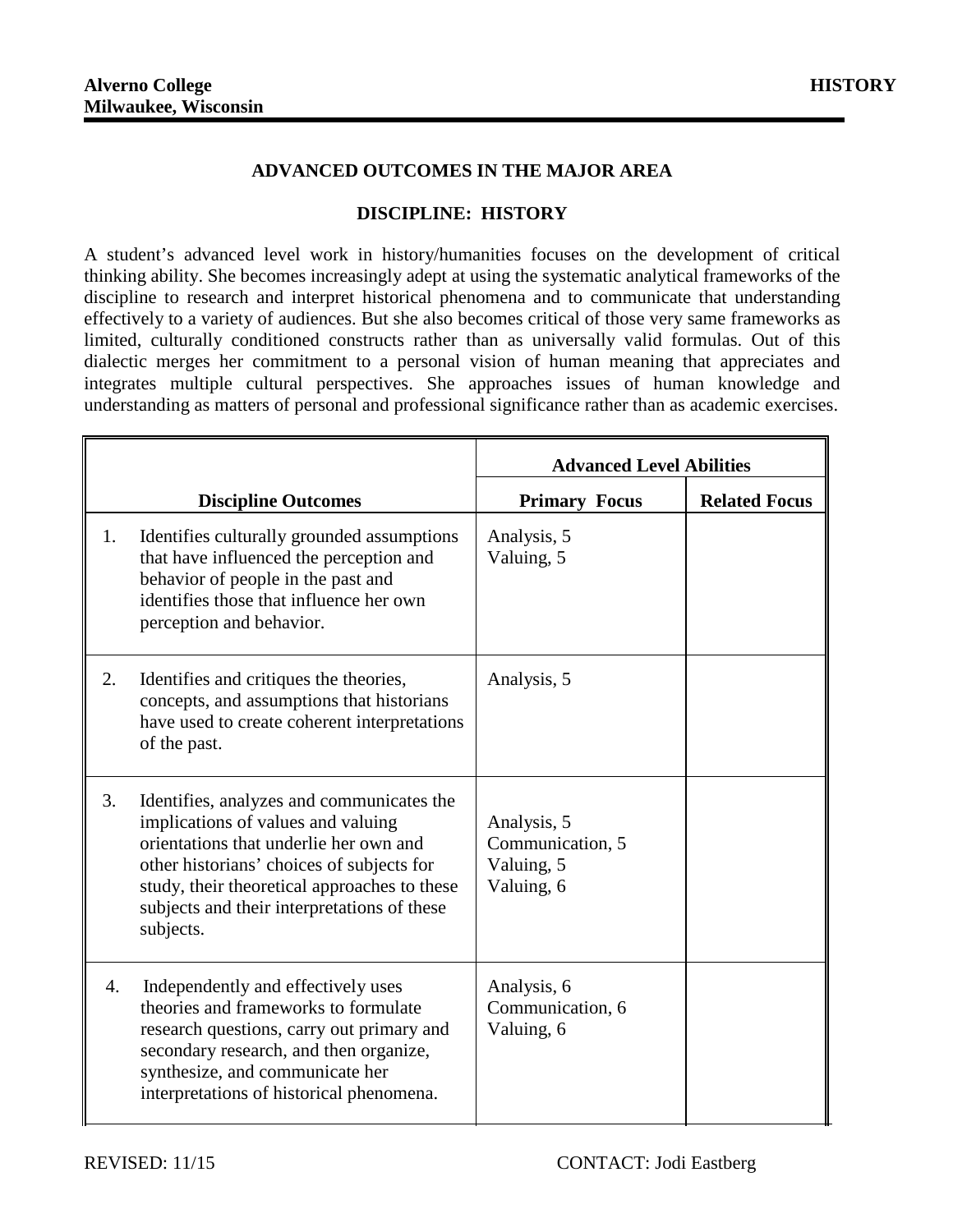**Alverno College**
**Milwaukee, Wisconsin**

**HISTORY**

## ADVANCED OUTCOMES IN THE MAJOR AREA

### DISCIPLINE: HISTORY

A student's advanced level work in history/humanities focuses on the development of critical thinking ability. She becomes increasingly adept at using the systematic analytical frameworks of the discipline to research and interpret historical phenomena and to communicate that understanding effectively to a variety of audiences. But she also becomes critical of those very same frameworks as limited, culturally conditioned constructs rather than as universally valid formulas. Out of this dialectic merges her commitment to a personal vision of human meaning that appreciates and integrates multiple cultural perspectives. She approaches issues of human knowledge and understanding as matters of personal and professional significance rather than as academic exercises.

| | Advanced Level Abilities | |
|---|---|---|
| **Discipline Outcomes** | **Primary Focus** | **Related Focus** |
| 1. Identifies culturally grounded assumptions that have influenced the perception and behavior of people in the past and identifies those that influence her own perception and behavior. | Analysis, 5<br>Valuing, 5 | |
| 2. Identifies and critiques the theories, concepts, and assumptions that historians have used to create coherent interpretations of the past. | Analysis, 5 | |
| 3. Identifies, analyzes and communicates the implications of values and valuing orientations that underlie her own and other historians' choices of subjects for study, their theoretical approaches to these subjects and their interpretations of these subjects. | Analysis, 5<br>Communication, 5<br>Valuing, 5<br>Valuing, 6 | |
| 4. Independently and effectively uses theories and frameworks to formulate research questions, carry out primary and secondary research, and then organize, synthesize, and communicate her interpretations of historical phenomena. | Analysis, 6<br>Communication, 6<br>Valuing, 6 | |

REVISED: 11/15 CONTACT: Jodi Eastberg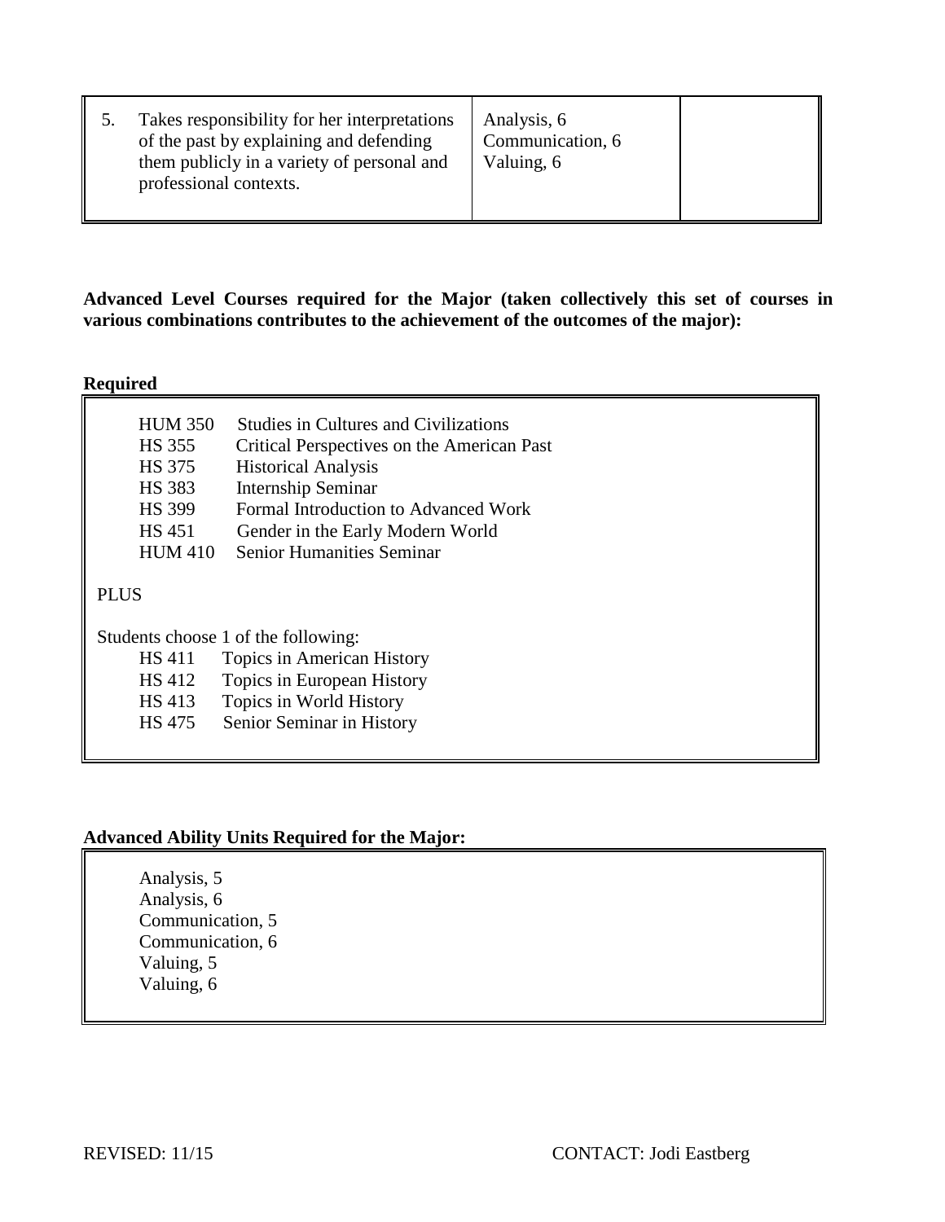| | | |
|---|---|---|
| 5. Takes responsibility for her interpretations of the past by explaining and defending them publicly in a variety of personal and professional contexts. | Analysis, 6<br>Communication, 6<br>Valuing, 6 | |

**Advanced Level Courses required for the Major (taken collectively this set of courses in various combinations contributes to the achievement of the outcomes of the major):**

**Required**

| | |
|---|---|
| HUM 350 | Studies in Cultures and Civilizations |
| HS 355 | Critical Perspectives on the American Past |
| HS 375 | Historical Analysis |
| HS 383 | Internship Seminar |
| HS 399 | Formal Introduction to Advanced Work |
| HS 451 | Gender in the Early Modern World |
| HUM 410 | Senior Humanities Seminar |

PLUS

Students choose 1 of the following:

| | |
|---|---|
| HS 411 | Topics in American History |
| HS 412 | Topics in European History |
| HS 413 | Topics in World History |
| HS 475 | Senior Seminar in History |

**Advanced Ability Units Required for the Major:**

Analysis, 5
Analysis, 6
Communication, 5
Communication, 6
Valuing, 5
Valuing, 6

REVISED: 11/15

CONTACT: Jodi Eastberg